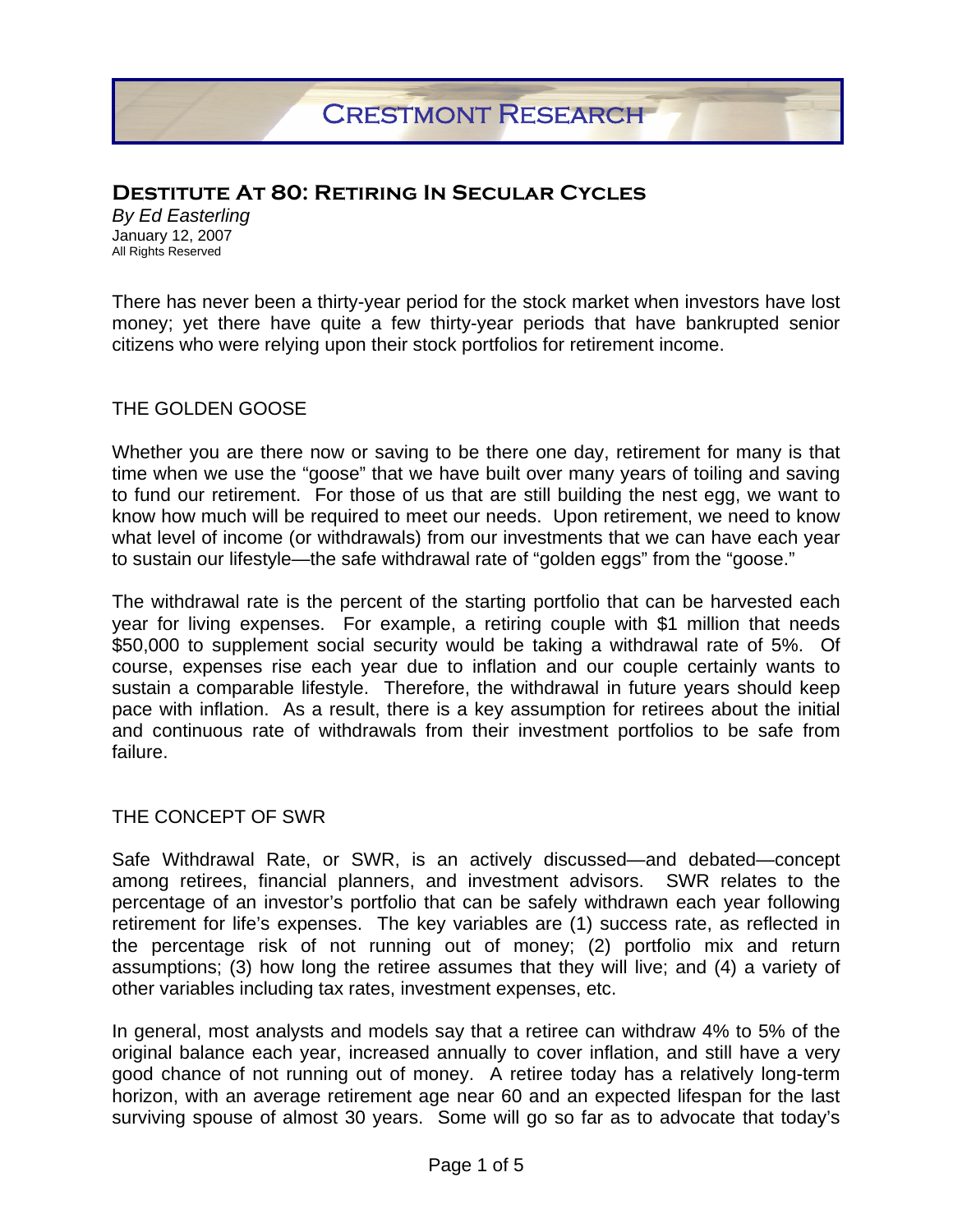# Crestmont Research

## Destitute At 80: Retiring In Secular Cycles

*By Ed Easterling*
January 12, 2007
All Rights Reserved

There has never been a thirty-year period for the stock market when investors have lost money; yet there have quite a few thirty-year periods that have bankrupted senior citizens who were relying upon their stock portfolios for retirement income.

### THE GOLDEN GOOSE

Whether you are there now or saving to be there one day, retirement for many is that time when we use the "goose" that we have built over many years of toiling and saving to fund our retirement. For those of us that are still building the nest egg, we want to know how much will be required to meet our needs. Upon retirement, we need to know what level of income (or withdrawals) from our investments that we can have each year to sustain our lifestyle—the safe withdrawal rate of "golden eggs" from the "goose."

The withdrawal rate is the percent of the starting portfolio that can be harvested each year for living expenses. For example, a retiring couple with $1 million that needs $50,000 to supplement social security would be taking a withdrawal rate of 5%. Of course, expenses rise each year due to inflation and our couple certainly wants to sustain a comparable lifestyle. Therefore, the withdrawal in future years should keep pace with inflation. As a result, there is a key assumption for retirees about the initial and continuous rate of withdrawals from their investment portfolios to be safe from failure.

### THE CONCEPT OF SWR

Safe Withdrawal Rate, or SWR, is an actively discussed—and debated—concept among retirees, financial planners, and investment advisors. SWR relates to the percentage of an investor's portfolio that can be safely withdrawn each year following retirement for life's expenses. The key variables are (1) success rate, as reflected in the percentage risk of not running out of money; (2) portfolio mix and return assumptions; (3) how long the retiree assumes that they will live; and (4) a variety of other variables including tax rates, investment expenses, etc.

In general, most analysts and models say that a retiree can withdraw 4% to 5% of the original balance each year, increased annually to cover inflation, and still have a very good chance of not running out of money. A retiree today has a relatively long-term horizon, with an average retirement age near 60 and an expected lifespan for the last surviving spouse of almost 30 years. Some will go so far as to advocate that today's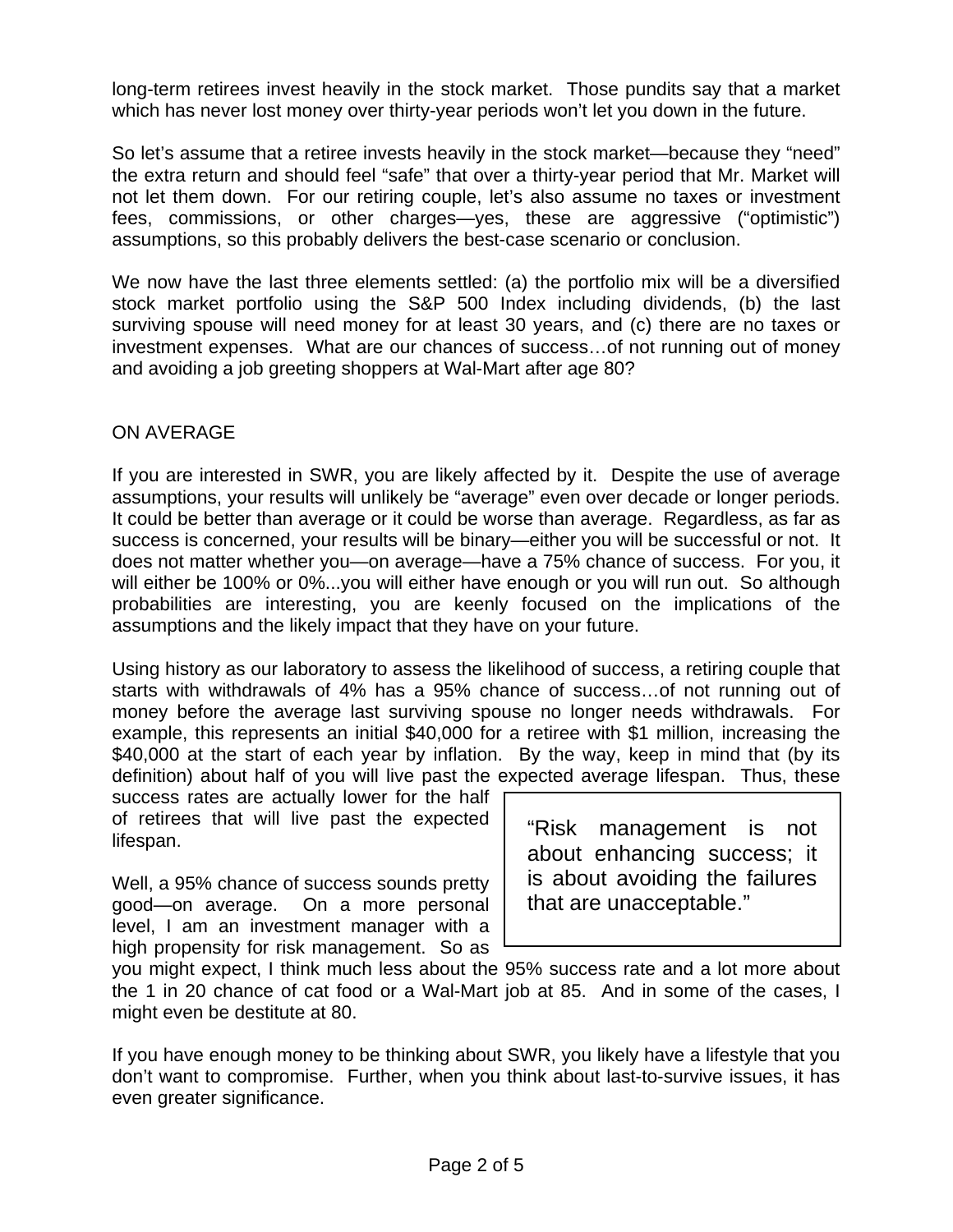long-term retirees invest heavily in the stock market. Those pundits say that a market which has never lost money over thirty-year periods won't let you down in the future.

So let's assume that a retiree invests heavily in the stock market—because they "need" the extra return and should feel "safe" that over a thirty-year period that Mr. Market will not let them down. For our retiring couple, let's also assume no taxes or investment fees, commissions, or other charges—yes, these are aggressive ("optimistic") assumptions, so this probably delivers the best-case scenario or conclusion.

We now have the last three elements settled: (a) the portfolio mix will be a diversified stock market portfolio using the S&P 500 Index including dividends, (b) the last surviving spouse will need money for at least 30 years, and (c) there are no taxes or investment expenses. What are our chances of success…of not running out of money and avoiding a job greeting shoppers at Wal-Mart after age 80?

## ON AVERAGE

If you are interested in SWR, you are likely affected by it. Despite the use of average assumptions, your results will unlikely be "average" even over decade or longer periods. It could be better than average or it could be worse than average. Regardless, as far as success is concerned, your results will be binary—either you will be successful or not. It does not matter whether you—on average—have a 75% chance of success. For you, it will either be 100% or 0%...you will either have enough or you will run out. So although probabilities are interesting, you are keenly focused on the implications of the assumptions and the likely impact that they have on your future.

Using history as our laboratory to assess the likelihood of success, a retiring couple that starts with withdrawals of 4% has a 95% chance of success…of not running out of money before the average last surviving spouse no longer needs withdrawals. For example, this represents an initial $40,000 for a retiree with $1 million, increasing the $40,000 at the start of each year by inflation. By the way, keep in mind that (by its definition) about half of you will live past the expected average lifespan. Thus, these success rates are actually lower for the half of retirees that will live past the expected lifespan.

> "Risk management is not about enhancing success; it is about avoiding the failures that are unacceptable."

Well, a 95% chance of success sounds pretty good—on average. On a more personal level, I am an investment manager with a high propensity for risk management. So as you might expect, I think much less about the 95% success rate and a lot more about the 1 in 20 chance of cat food or a Wal-Mart job at 85. And in some of the cases, I might even be destitute at 80.

If you have enough money to be thinking about SWR, you likely have a lifestyle that you don't want to compromise. Further, when you think about last-to-survive issues, it has even greater significance.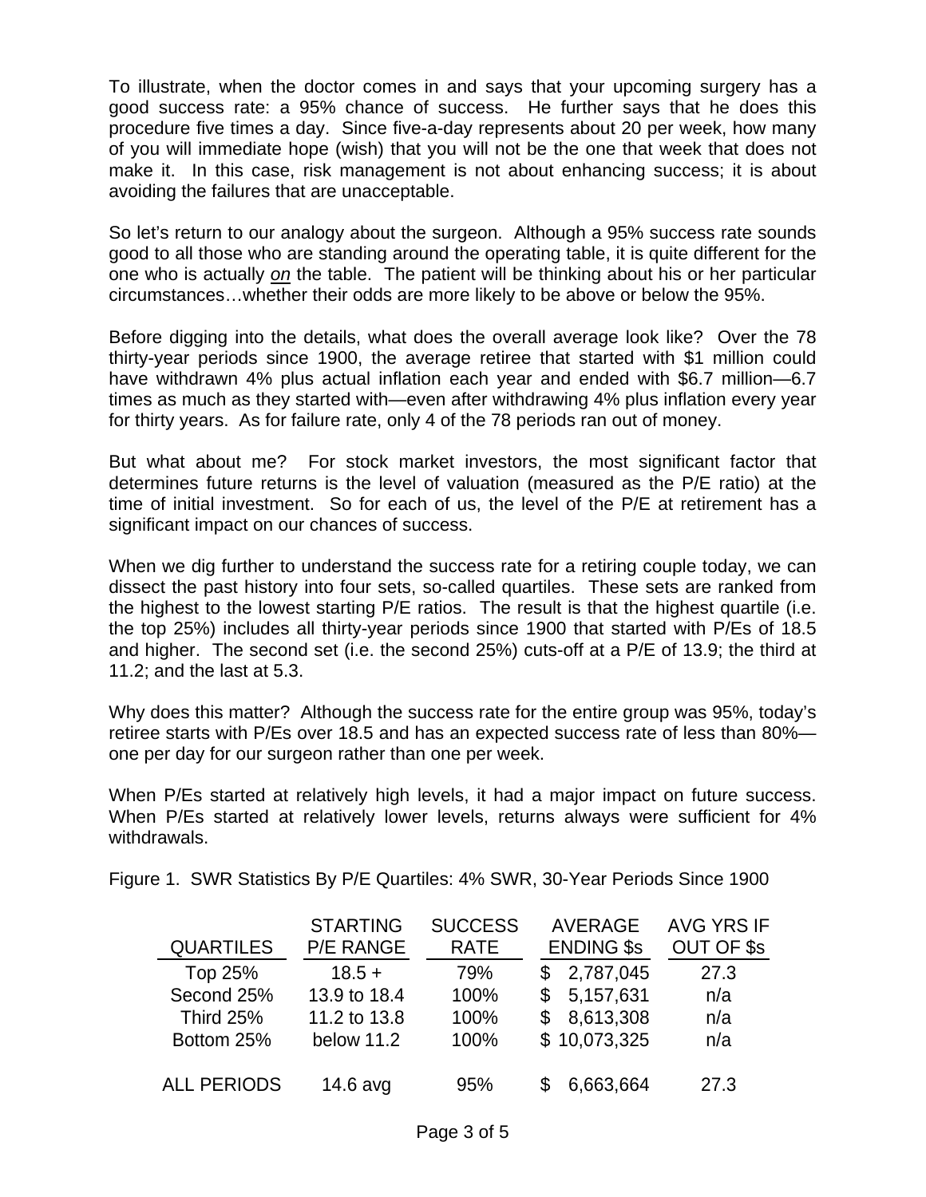To illustrate, when the doctor comes in and says that your upcoming surgery has a good success rate: a 95% chance of success. He further says that he does this procedure five times a day. Since five-a-day represents about 20 per week, how many of you will immediate hope (wish) that you will not be the one that week that does not make it. In this case, risk management is not about enhancing success; it is about avoiding the failures that are unacceptable.

So let's return to our analogy about the surgeon. Although a 95% success rate sounds good to all those who are standing around the operating table, it is quite different for the one who is actually ***on*** the table. The patient will be thinking about his or her particular circumstances…whether their odds are more likely to be above or below the 95%.

Before digging into the details, what does the overall average look like? Over the 78 thirty-year periods since 1900, the average retiree that started with $1 million could have withdrawn 4% plus actual inflation each year and ended with $6.7 million—6.7 times as much as they started with—even after withdrawing 4% plus inflation every year for thirty years. As for failure rate, only 4 of the 78 periods ran out of money.

But what about me? For stock market investors, the most significant factor that determines future returns is the level of valuation (measured as the P/E ratio) at the time of initial investment. So for each of us, the level of the P/E at retirement has a significant impact on our chances of success.

When we dig further to understand the success rate for a retiring couple today, we can dissect the past history into four sets, so-called quartiles. These sets are ranked from the highest to the lowest starting P/E ratios. The result is that the highest quartile (i.e. the top 25%) includes all thirty-year periods since 1900 that started with P/Es of 18.5 and higher. The second set (i.e. the second 25%) cuts-off at a P/E of 13.9; the third at 11.2; and the last at 5.3.

Why does this matter? Although the success rate for the entire group was 95%, today's retiree starts with P/Es over 18.5 and has an expected success rate of less than 80%—one per day for our surgeon rather than one per week.

When P/Es started at relatively high levels, it had a major impact on future success. When P/Es started at relatively lower levels, returns always were sufficient for 4% withdrawals.

Figure 1. SWR Statistics By P/E Quartiles: 4% SWR, 30-Year Periods Since 1900

| QUARTILES | STARTING P/E RANGE | SUCCESS RATE | AVERAGE ENDING $s | AVG YRS IF OUT OF $s |
|---|---|---|---|---|
| Top 25% | 18.5 + | 79% | $ 2,787,045 | 27.3 |
| Second 25% | 13.9 to 18.4 | 100% | $ 5,157,631 | n/a |
| Third 25% | 11.2 to 13.8 | 100% | $ 8,613,308 | n/a |
| Bottom 25% | below 11.2 | 100% | $ 10,073,325 | n/a |
| ALL PERIODS | 14.6 avg | 95% | $ 6,663,664 | 27.3 |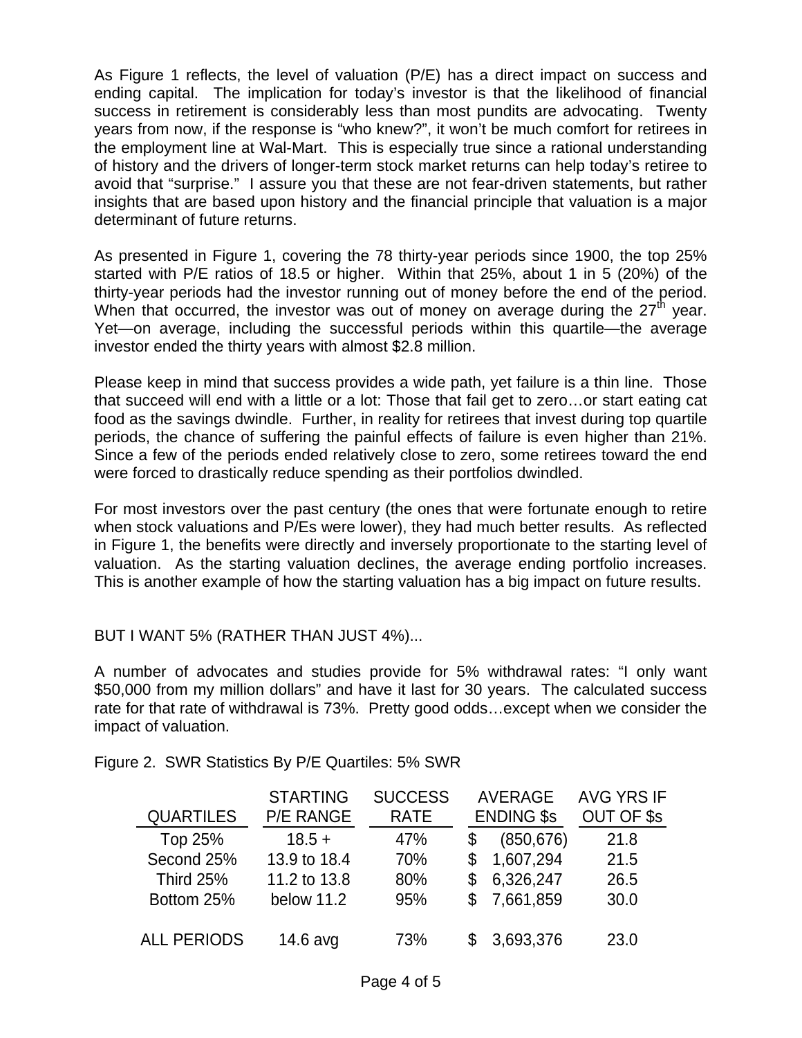As Figure 1 reflects, the level of valuation (P/E) has a direct impact on success and ending capital. The implication for today's investor is that the likelihood of financial success in retirement is considerably less than most pundits are advocating. Twenty years from now, if the response is "who knew?", it won't be much comfort for retirees in the employment line at Wal-Mart. This is especially true since a rational understanding of history and the drivers of longer-term stock market returns can help today's retiree to avoid that "surprise." I assure you that these are not fear-driven statements, but rather insights that are based upon history and the financial principle that valuation is a major determinant of future returns.

As presented in Figure 1, covering the 78 thirty-year periods since 1900, the top 25% started with P/E ratios of 18.5 or higher. Within that 25%, about 1 in 5 (20%) of the thirty-year periods had the investor running out of money before the end of the period. When that occurred, the investor was out of money on average during the 27th year. Yet—on average, including the successful periods within this quartile—the average investor ended the thirty years with almost $2.8 million.

Please keep in mind that success provides a wide path, yet failure is a thin line. Those that succeed will end with a little or a lot: Those that fail get to zero…or start eating cat food as the savings dwindle. Further, in reality for retirees that invest during top quartile periods, the chance of suffering the painful effects of failure is even higher than 21%. Since a few of the periods ended relatively close to zero, some retirees toward the end were forced to drastically reduce spending as their portfolios dwindled.

For most investors over the past century (the ones that were fortunate enough to retire when stock valuations and P/Es were lower), they had much better results. As reflected in Figure 1, the benefits were directly and inversely proportionate to the starting level of valuation. As the starting valuation declines, the average ending portfolio increases. This is another example of how the starting valuation has a big impact on future results.

BUT I WANT 5% (RATHER THAN JUST 4%)...

A number of advocates and studies provide for 5% withdrawal rates: "I only want $50,000 from my million dollars" and have it last for 30 years. The calculated success rate for that rate of withdrawal is 73%. Pretty good odds…except when we consider the impact of valuation.

Figure 2. SWR Statistics By P/E Quartiles: 5% SWR

| QUARTILES | STARTING P/E RANGE | SUCCESS RATE | AVERAGE ENDING $s | AVG YRS IF OUT OF $s |
|---|---|---|---|---|
| Top 25% | 18.5 + | 47% | $ (850,676) | 21.8 |
| Second 25% | 13.9 to 18.4 | 70% | $ 1,607,294 | 21.5 |
| Third 25% | 11.2 to 13.8 | 80% | $ 6,326,247 | 26.5 |
| Bottom 25% | below 11.2 | 95% | $ 7,661,859 | 30.0 |
| ALL PERIODS | 14.6 avg | 73% | $ 3,693,376 | 23.0 |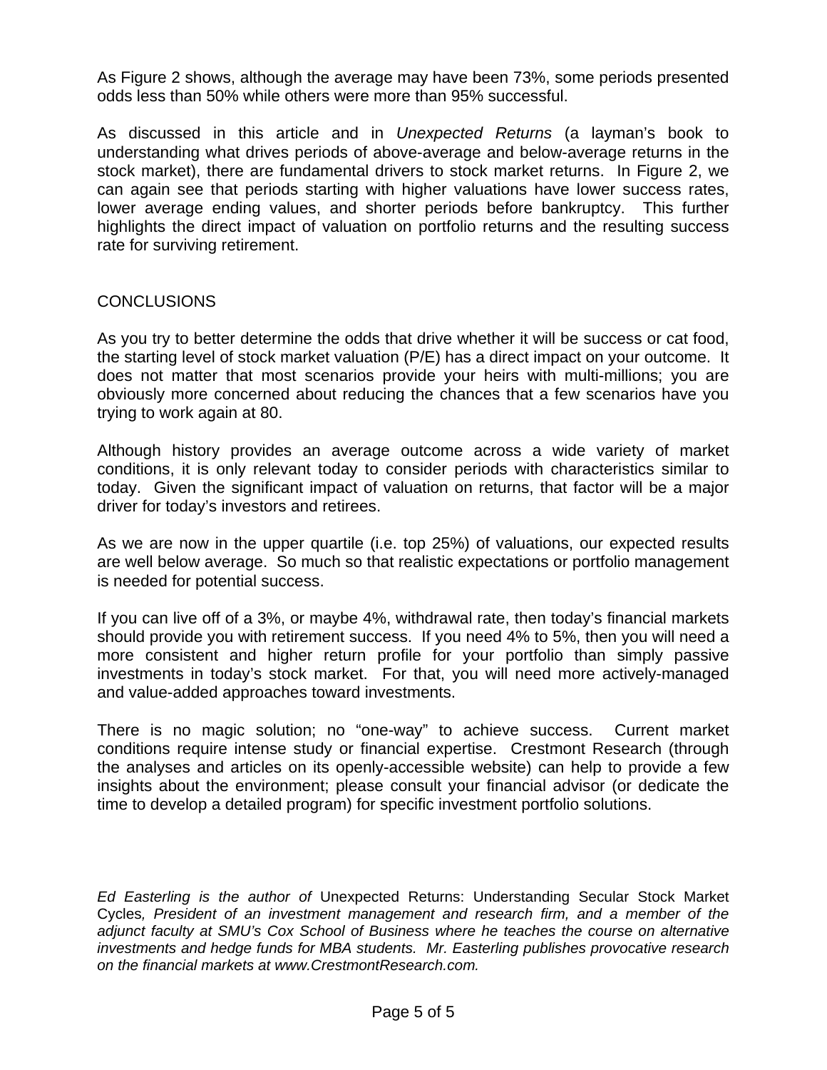As Figure 2 shows, although the average may have been 73%, some periods presented odds less than 50% while others were more than 95% successful.

As discussed in this article and in *Unexpected Returns* (a layman's book to understanding what drives periods of above-average and below-average returns in the stock market), there are fundamental drivers to stock market returns. In Figure 2, we can again see that periods starting with higher valuations have lower success rates, lower average ending values, and shorter periods before bankruptcy. This further highlights the direct impact of valuation on portfolio returns and the resulting success rate for surviving retirement.

## CONCLUSIONS

As you try to better determine the odds that drive whether it will be success or cat food, the starting level of stock market valuation (P/E) has a direct impact on your outcome. It does not matter that most scenarios provide your heirs with multi-millions; you are obviously more concerned about reducing the chances that a few scenarios have you trying to work again at 80.

Although history provides an average outcome across a wide variety of market conditions, it is only relevant today to consider periods with characteristics similar to today. Given the significant impact of valuation on returns, that factor will be a major driver for today's investors and retirees.

As we are now in the upper quartile (i.e. top 25%) of valuations, our expected results are well below average. So much so that realistic expectations or portfolio management is needed for potential success.

If you can live off of a 3%, or maybe 4%, withdrawal rate, then today's financial markets should provide you with retirement success. If you need 4% to 5%, then you will need a more consistent and higher return profile for your portfolio than simply passive investments in today's stock market. For that, you will need more actively-managed and value-added approaches toward investments.

There is no magic solution; no "one-way" to achieve success. Current market conditions require intense study or financial expertise. Crestmont Research (through the analyses and articles on its openly-accessible website) can help to provide a few insights about the environment; please consult your financial advisor (or dedicate the time to develop a detailed program) for specific investment portfolio solutions.

*Ed Easterling is the author of* Unexpected Returns: Understanding Secular Stock Market Cycles*, President of an investment management and research firm, and a member of the adjunct faculty at SMU's Cox School of Business where he teaches the course on alternative investments and hedge funds for MBA students. Mr. Easterling publishes provocative research on the financial markets at www.CrestmontResearch.com.*